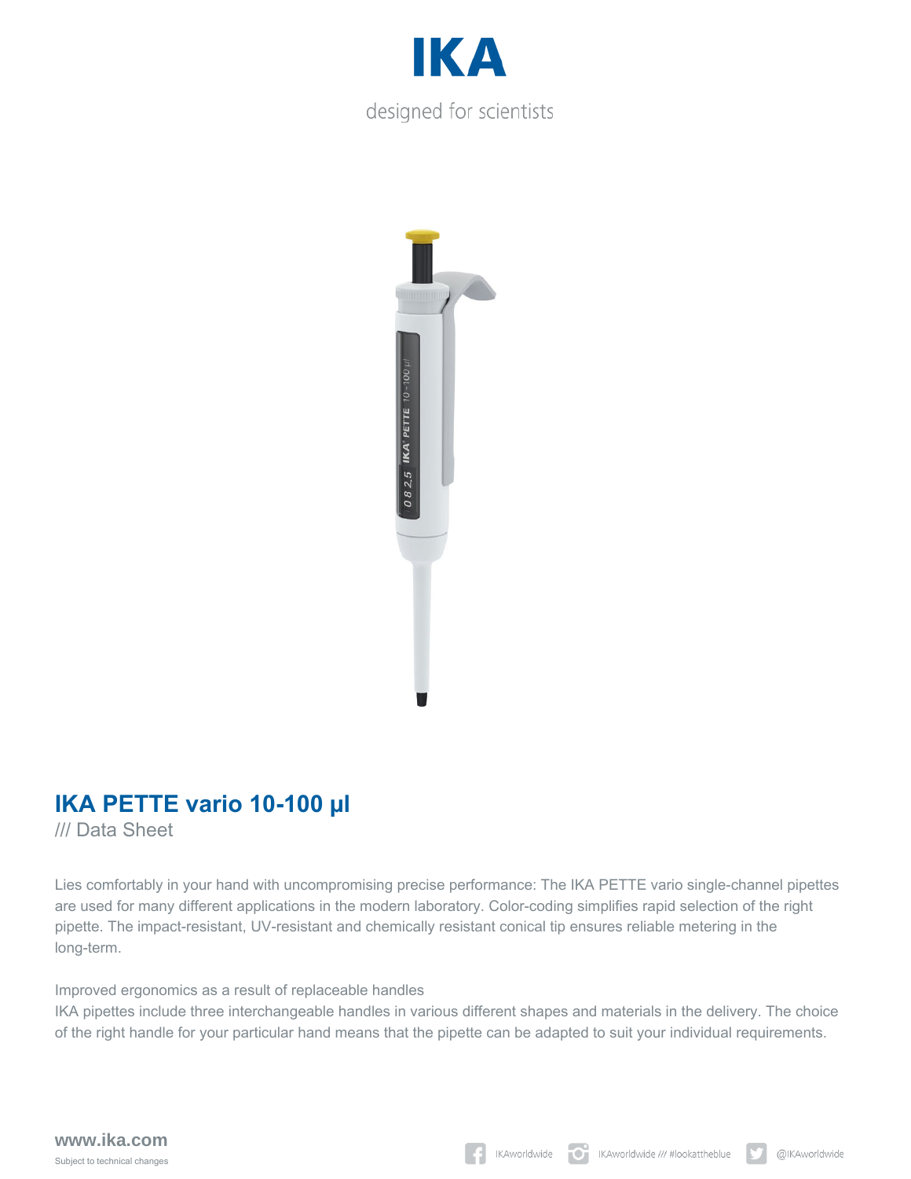# IKA

designed for scientists

## IKA PETTE vario 10-100 µl

/// Data Sheet

Lies comfortably in your hand with uncompromising precise performance: The IKA PETTE vario single-channel pipettes are used for many different applications in the modern laboratory. Color-coding simplifies rapid selection of the right pipette. The impact-resistant, UV-resistant and chemically resistant conical tip ensures reliable metering in the long-term.

Improved ergonomics as a result of replaceable handles
IKA pipettes include three interchangeable handles in various different shapes and materials in the delivery. The choice of the right handle for your particular hand means that the pipette can be adapted to suit your individual requirements.

**www.ika.com**
Subject to technical changes

IKAworldwide    IKAworldwide /// #lookattheblue    @IKAworldwide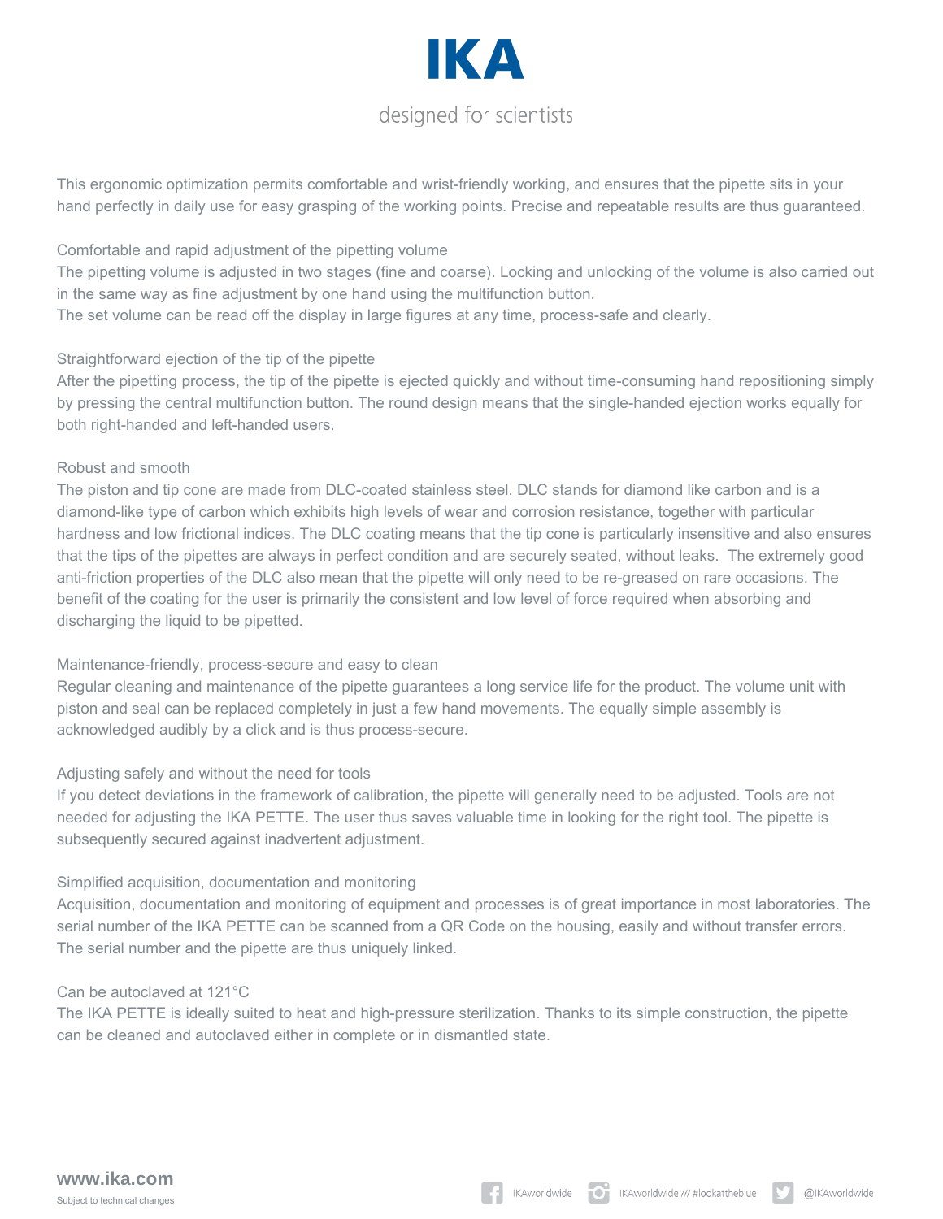This ergonomic optimization permits comfortable and wrist-friendly working, and ensures that the pipette sits in your hand perfectly in daily use for easy grasping of the working points. Precise and repeatable results are thus guaranteed.

## Comfortable and rapid adjustment of the pipetting volume

The pipetting volume is adjusted in two stages (fine and coarse). Locking and unlocking of the volume is also carried out in the same way as fine adjustment by one hand using the multifunction button.
The set volume can be read off the display in large figures at any time, process-safe and clearly.

## Straightforward ejection of the tip of the pipette

After the pipetting process, the tip of the pipette is ejected quickly and without time-consuming hand repositioning simply by pressing the central multifunction button. The round design means that the single-handed ejection works equally for both right-handed and left-handed users.

## Robust and smooth

The piston and tip cone are made from DLC-coated stainless steel. DLC stands for diamond like carbon and is a diamond-like type of carbon which exhibits high levels of wear and corrosion resistance, together with particular hardness and low frictional indices. The DLC coating means that the tip cone is particularly insensitive and also ensures that the tips of the pipettes are always in perfect condition and are securely seated, without leaks. The extremely good anti-friction properties of the DLC also mean that the pipette will only need to be re-greased on rare occasions. The benefit of the coating for the user is primarily the consistent and low level of force required when absorbing and discharging the liquid to be pipetted.

## Maintenance-friendly, process-secure and easy to clean

Regular cleaning and maintenance of the pipette guarantees a long service life for the product. The volume unit with piston and seal can be replaced completely in just a few hand movements. The equally simple assembly is acknowledged audibly by a click and is thus process-secure.

## Adjusting safely and without the need for tools

If you detect deviations in the framework of calibration, the pipette will generally need to be adjusted. Tools are not needed for adjusting the IKA PETTE. The user thus saves valuable time in looking for the right tool. The pipette is subsequently secured against inadvertent adjustment.

## Simplified acquisition, documentation and monitoring

Acquisition, documentation and monitoring of equipment and processes is of great importance in most laboratories. The serial number of the IKA PETTE can be scanned from a QR Code on the housing, easily and without transfer errors. The serial number and the pipette are thus uniquely linked.

## Can be autoclaved at 121°C

The IKA PETTE is ideally suited to heat and high-pressure sterilization. Thanks to its simple construction, the pipette can be cleaned and autoclaved either in complete or in dismantled state.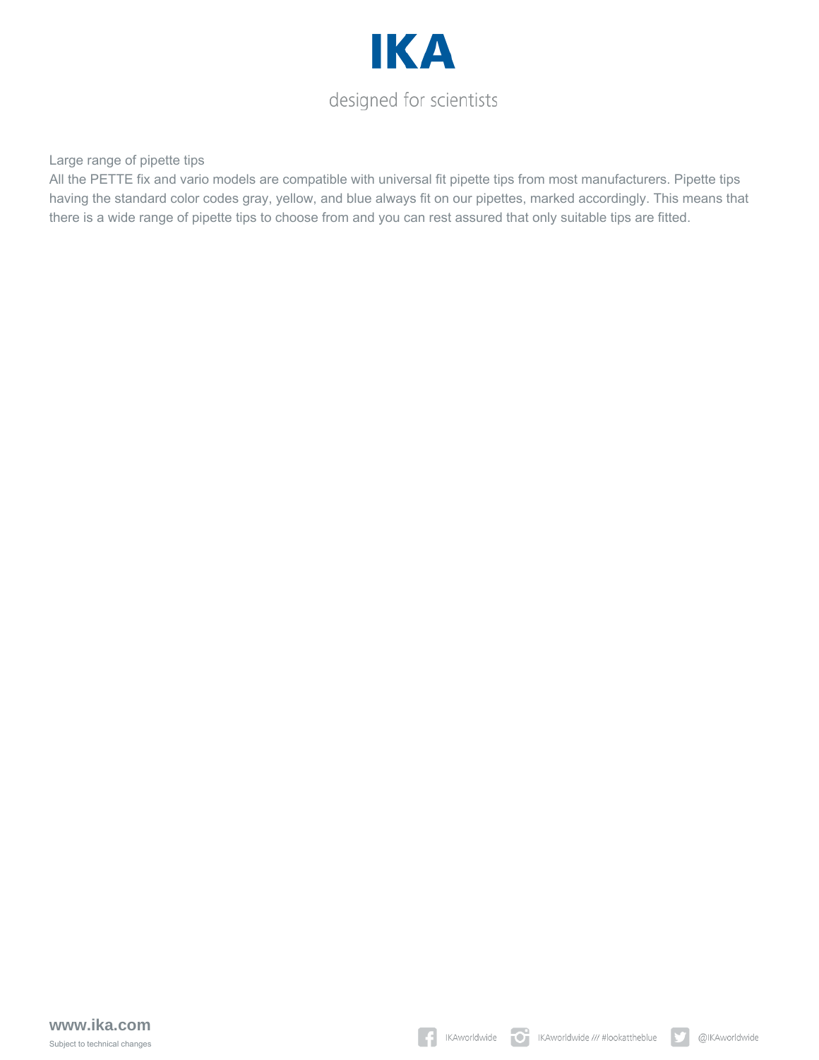Large range of pipette tips

All the PETTE fix and vario models are compatible with universal fit pipette tips from most manufacturers. Pipette tips having the standard color codes gray, yellow, and blue always fit on our pipettes, marked accordingly. This means that there is a wide range of pipette tips to choose from and you can rest assured that only suitable tips are fitted.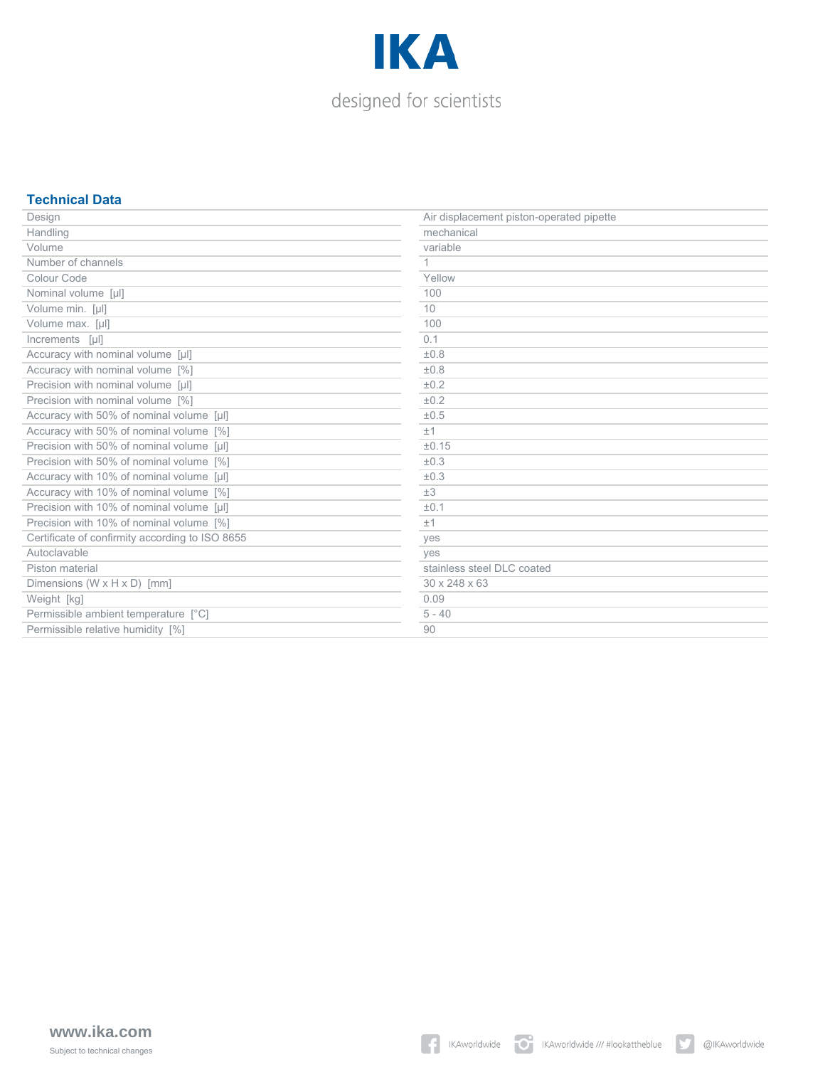# IKA

designed for scientists

## Technical Data

| | |
|---|---|
| Design | Air displacement piston-operated pipette |
| Handling | mechanical |
| Volume | variable |
| Number of channels | 1 |
| Colour Code | Yellow |
| Nominal volume [µl] | 100 |
| Volume min. [µl] | 10 |
| Volume max. [µl] | 100 |
| Increments [µl] | 0.1 |
| Accuracy with nominal volume [µl] | ±0.8 |
| Accuracy with nominal volume [%] | ±0.8 |
| Precision with nominal volume [µl] | ±0.2 |
| Precision with nominal volume [%] | ±0.2 |
| Accuracy with 50% of nominal volume [µl] | ±0.5 |
| Accuracy with 50% of nominal volume [%] | ±1 |
| Precision with 50% of nominal volume [µl] | ±0.15 |
| Precision with 50% of nominal volume [%] | ±0.3 |
| Accuracy with 10% of nominal volume [µl] | ±0.3 |
| Accuracy with 10% of nominal volume [%] | ±3 |
| Precision with 10% of nominal volume [µl] | ±0.1 |
| Precision with 10% of nominal volume [%] | ±1 |
| Certificate of confirmity according to ISO 8655 | yes |
| Autoclavable | yes |
| Piston material | stainless steel DLC coated |
| Dimensions (W x H x D) [mm] | 30 x 248 x 63 |
| Weight [kg] | 0.09 |
| Permissible ambient temperature [°C] | 5 - 40 |
| Permissible relative humidity [%] | 90 |

www.ika.com

Subject to technical changes

IKAworldwide IKAworldwide /// #lookattheblue @IKAworldwide